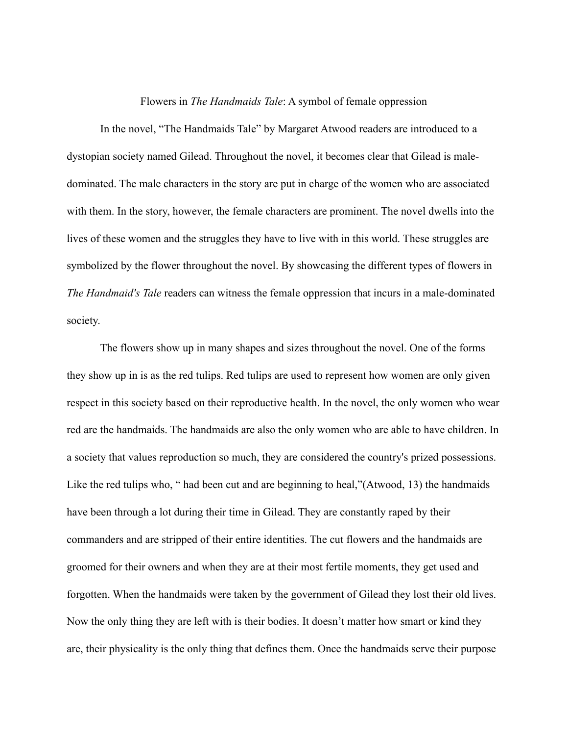# Flowers in *The Handmaids Tale*: A symbol of female oppression

In the novel, "The Handmaids Tale" by Margaret Atwood readers are introduced to a dystopian society named Gilead. Throughout the novel, it becomes clear that Gilead is male-dominated. The male characters in the story are put in charge of the women who are associated with them. In the story, however, the female characters are prominent. The novel dwells into the lives of these women and the struggles they have to live with in this world. These struggles are symbolized by the flower throughout the novel. By showcasing the different types of flowers in *The Handmaid's Tale* readers can witness the female oppression that incurs in a male-dominated society.

The flowers show up in many shapes and sizes throughout the novel. One of the forms they show up in is as the red tulips. Red tulips are used to represent how women are only given respect in this society based on their reproductive health. In the novel, the only women who wear red are the handmaids. The handmaids are also the only women who are able to have children. In a society that values reproduction so much, they are considered the country's prized possessions. Like the red tulips who, " had been cut and are beginning to heal,"(Atwood, 13) the handmaids have been through a lot during their time in Gilead. They are constantly raped by their commanders and are stripped of their entire identities. The cut flowers and the handmaids are groomed for their owners and when they are at their most fertile moments, they get used and forgotten. When the handmaids were taken by the government of Gilead they lost their old lives. Now the only thing they are left with is their bodies. It doesn't matter how smart or kind they are, their physicality is the only thing that defines them. Once the handmaids serve their purpose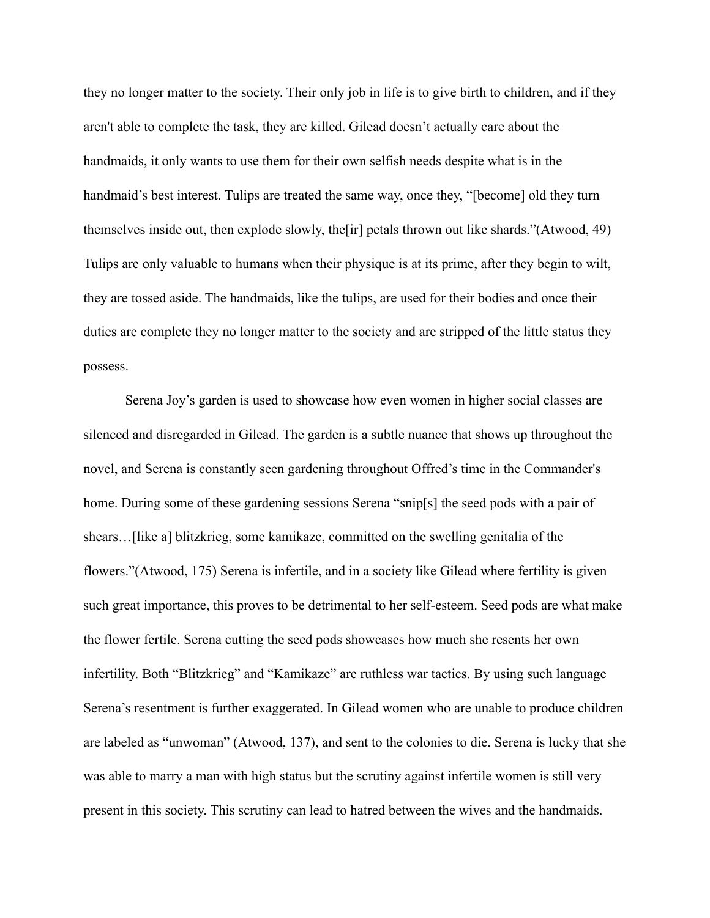they no longer matter to the society. Their only job in life is to give birth to children, and if they aren't able to complete the task, they are killed. Gilead doesn't actually care about the handmaids, it only wants to use them for their own selfish needs despite what is in the handmaid's best interest. Tulips are treated the same way, once they, "[become] old they turn themselves inside out, then explode slowly, the[ir] petals thrown out like shards."(Atwood, 49) Tulips are only valuable to humans when their physique is at its prime, after they begin to wilt, they are tossed aside. The handmaids, like the tulips, are used for their bodies and once their duties are complete they no longer matter to the society and are stripped of the little status they possess.

Serena Joy's garden is used to showcase how even women in higher social classes are silenced and disregarded in Gilead. The garden is a subtle nuance that shows up throughout the novel, and Serena is constantly seen gardening throughout Offred's time in the Commander's home. During some of these gardening sessions Serena "snip[s] the seed pods with a pair of shears…[like a] blitzkrieg, some kamikaze, committed on the swelling genitalia of the flowers."(Atwood, 175) Serena is infertile, and in a society like Gilead where fertility is given such great importance, this proves to be detrimental to her self-esteem. Seed pods are what make the flower fertile. Serena cutting the seed pods showcases how much she resents her own infertility. Both "Blitzkrieg" and "Kamikaze" are ruthless war tactics. By using such language Serena's resentment is further exaggerated. In Gilead women who are unable to produce children are labeled as "unwoman" (Atwood, 137), and sent to the colonies to die. Serena is lucky that she was able to marry a man with high status but the scrutiny against infertile women is still very present in this society. This scrutiny can lead to hatred between the wives and the handmaids.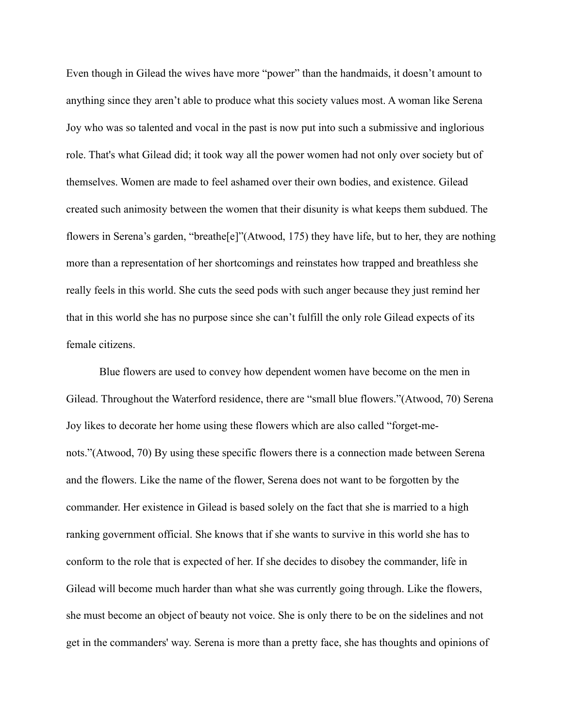Even though in Gilead the wives have more "power" than the handmaids, it doesn't amount to anything since they aren't able to produce what this society values most. A woman like Serena Joy who was so talented and vocal in the past is now put into such a submissive and inglorious role. That's what Gilead did; it took way all the power women had not only over society but of themselves. Women are made to feel ashamed over their own bodies, and existence. Gilead created such animosity between the women that their disunity is what keeps them subdued. The flowers in Serena's garden, "breathe[e]"(Atwood, 175) they have life, but to her, they are nothing more than a representation of her shortcomings and reinstates how trapped and breathless she really feels in this world. She cuts the seed pods with such anger because they just remind her that in this world she has no purpose since she can't fulfill the only role Gilead expects of its female citizens.

Blue flowers are used to convey how dependent women have become on the men in Gilead. Throughout the Waterford residence, there are "small blue flowers."(Atwood, 70) Serena Joy likes to decorate her home using these flowers which are also called "forget-me-nots."(Atwood, 70) By using these specific flowers there is a connection made between Serena and the flowers. Like the name of the flower, Serena does not want to be forgotten by the commander. Her existence in Gilead is based solely on the fact that she is married to a high ranking government official. She knows that if she wants to survive in this world she has to conform to the role that is expected of her. If she decides to disobey the commander, life in Gilead will become much harder than what she was currently going through. Like the flowers, she must become an object of beauty not voice. She is only there to be on the sidelines and not get in the commanders' way. Serena is more than a pretty face, she has thoughts and opinions of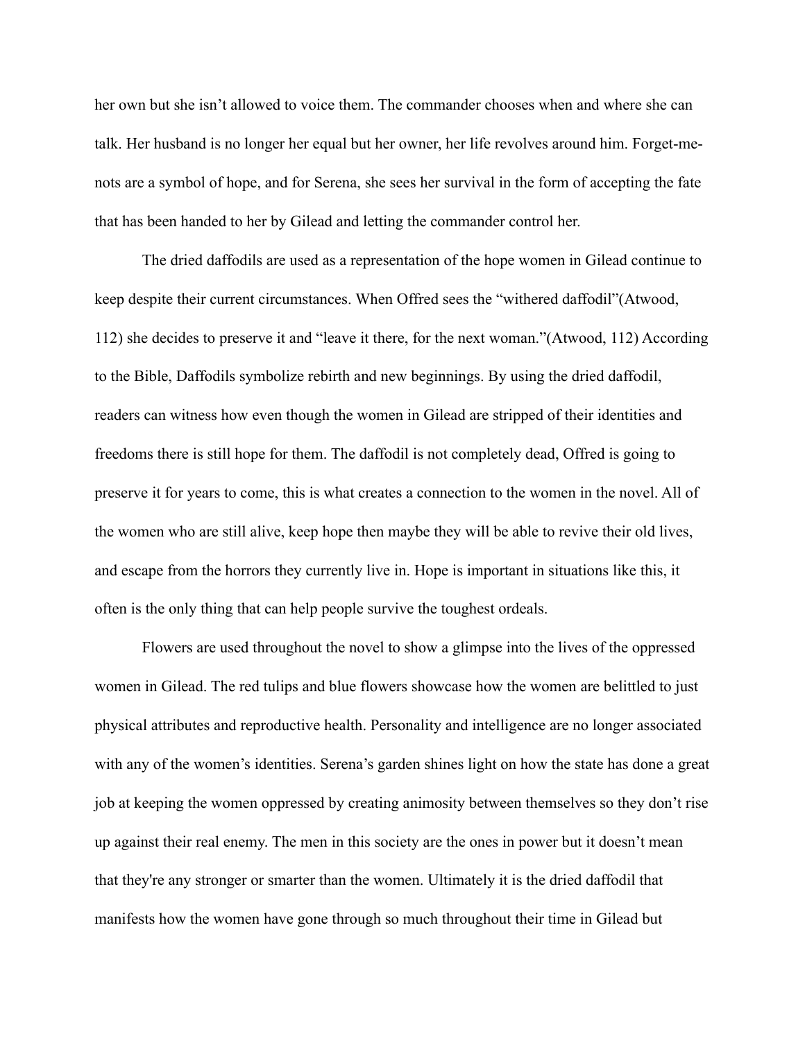her own but she isn't allowed to voice them. The commander chooses when and where she can talk. Her husband is no longer her equal but her owner, her life revolves around him. Forget-me-nots are a symbol of hope, and for Serena, she sees her survival in the form of accepting the fate that has been handed to her by Gilead and letting the commander control her.

The dried daffodils are used as a representation of the hope women in Gilead continue to keep despite their current circumstances. When Offred sees the "withered daffodil"(Atwood, 112) she decides to preserve it and "leave it there, for the next woman."(Atwood, 112) According to the Bible, Daffodils symbolize rebirth and new beginnings. By using the dried daffodil, readers can witness how even though the women in Gilead are stripped of their identities and freedoms there is still hope for them. The daffodil is not completely dead, Offred is going to preserve it for years to come, this is what creates a connection to the women in the novel. All of the women who are still alive, keep hope then maybe they will be able to revive their old lives, and escape from the horrors they currently live in. Hope is important in situations like this, it often is the only thing that can help people survive the toughest ordeals.

Flowers are used throughout the novel to show a glimpse into the lives of the oppressed women in Gilead. The red tulips and blue flowers showcase how the women are belittled to just physical attributes and reproductive health. Personality and intelligence are no longer associated with any of the women's identities. Serena's garden shines light on how the state has done a great job at keeping the women oppressed by creating animosity between themselves so they don't rise up against their real enemy. The men in this society are the ones in power but it doesn't mean that they're any stronger or smarter than the women. Ultimately it is the dried daffodil that manifests how the women have gone through so much throughout their time in Gilead but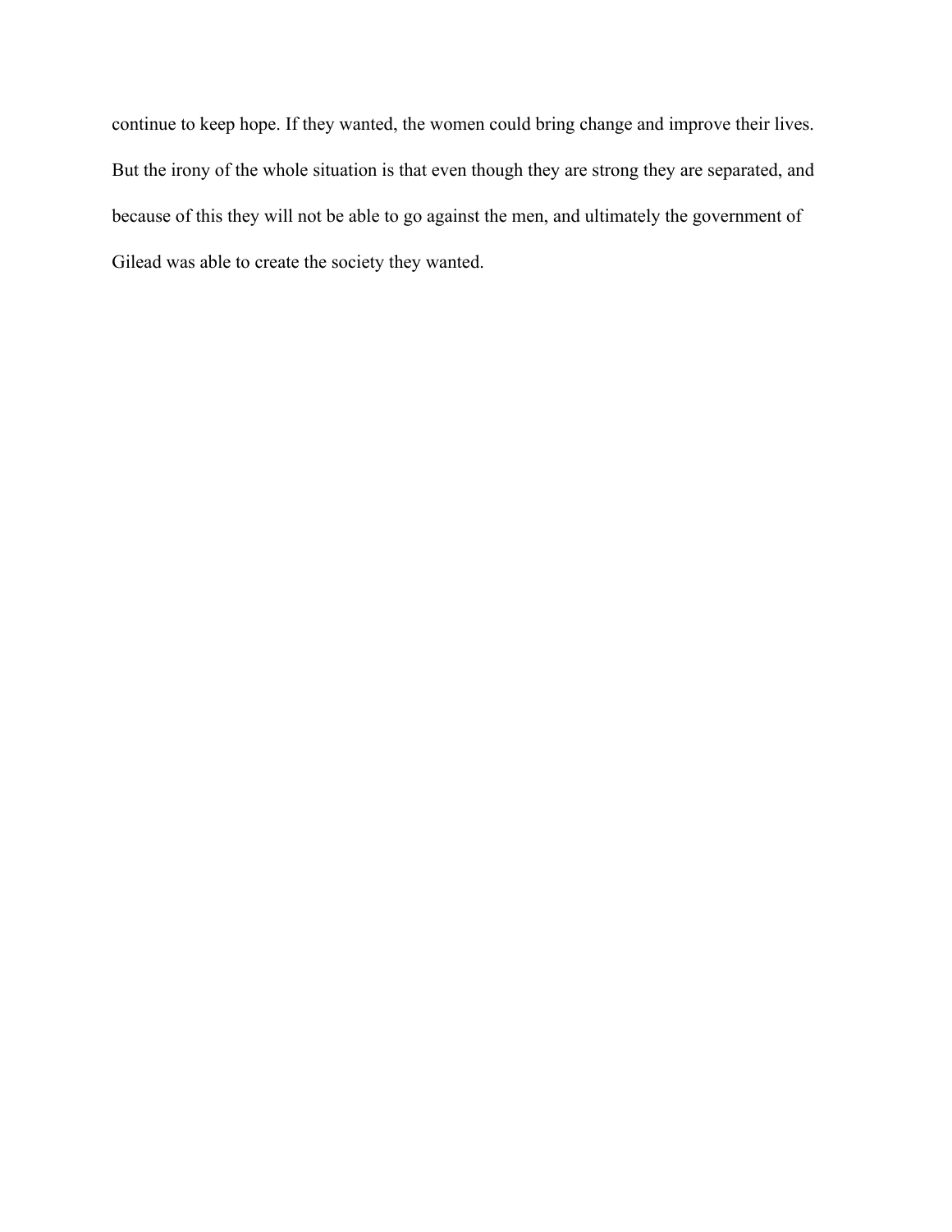continue to keep hope. If they wanted, the women could bring change and improve their lives. But the irony of the whole situation is that even though they are strong they are separated, and because of this they will not be able to go against the men, and ultimately the government of Gilead was able to create the society they wanted.